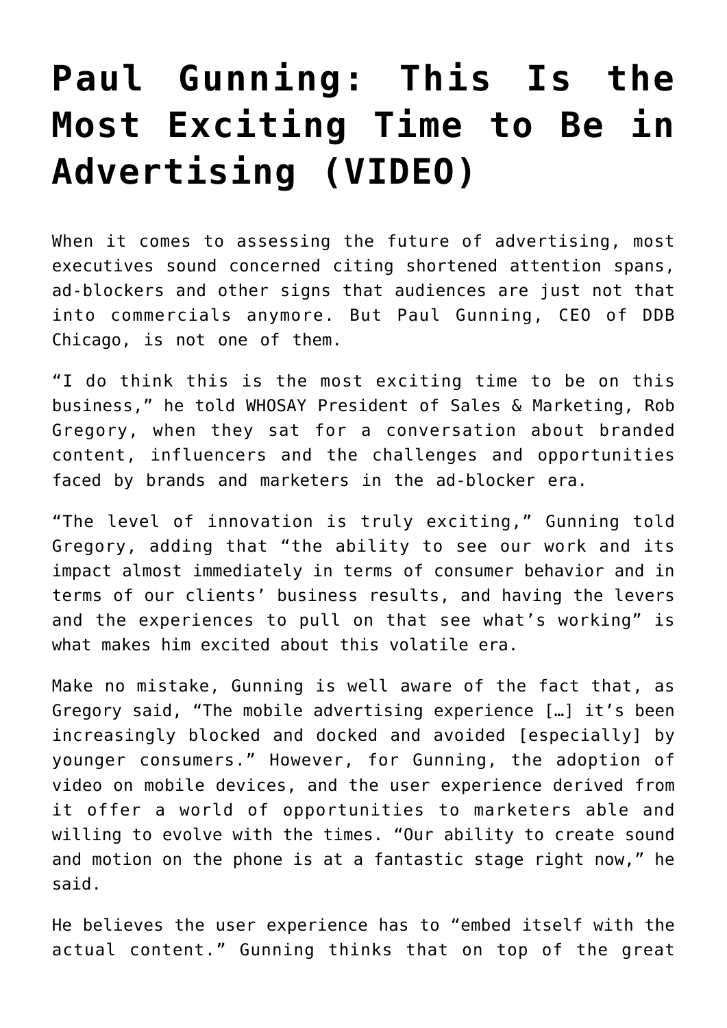# Paul Gunning: This Is the Most Exciting Time to Be in Advertising (VIDEO)

When it comes to assessing the future of advertising, most executives sound concerned citing shortened attention spans, ad-blockers and other signs that audiences are just not that into commercials anymore. But Paul Gunning, CEO of DDB Chicago, is not one of them.

"I do think this is the most exciting time to be on this business," he told WHOSAY President of Sales & Marketing, Rob Gregory, when they sat for a conversation about branded content, influencers and the challenges and opportunities faced by brands and marketers in the ad-blocker era.

"The level of innovation is truly exciting," Gunning told Gregory, adding that "the ability to see our work and its impact almost immediately in terms of consumer behavior and in terms of our clients' business results, and having the levers and the experiences to pull on that see what's working" is what makes him excited about this volatile era.

Make no mistake, Gunning is well aware of the fact that, as Gregory said, "The mobile advertising experience […] it's been increasingly blocked and docked and avoided [especially] by younger consumers." However, for Gunning, the adoption of video on mobile devices, and the user experience derived from it offer a world of opportunities to marketers able and willing to evolve with the times. "Our ability to create sound and motion on the phone is at a fantastic stage right now," he said.

He believes the user experience has to "embed itself with the actual content." Gunning thinks that on top of the great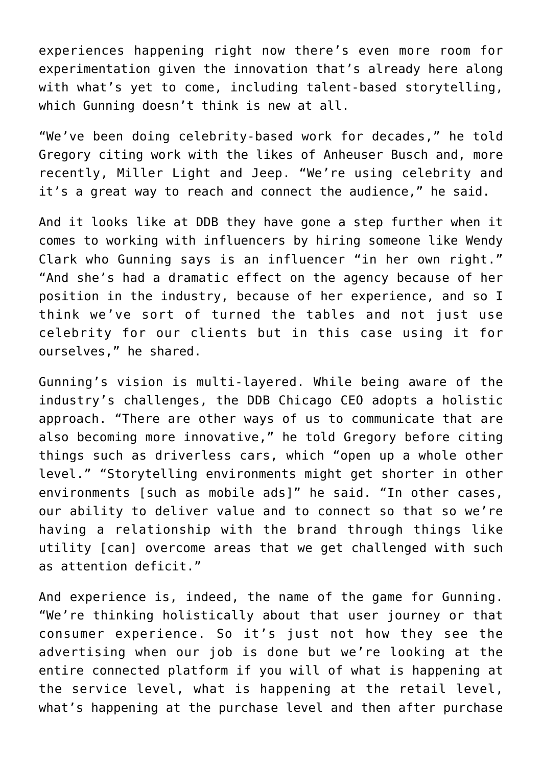experiences happening right now there's even more room for experimentation given the innovation that's already here along with what's yet to come, including talent-based storytelling, which Gunning doesn't think is new at all.

"We've been doing celebrity-based work for decades," he told Gregory citing work with the likes of Anheuser Busch and, more recently, Miller Light and Jeep. "We're using celebrity and it's a great way to reach and connect the audience," he said.

And it looks like at DDB they have gone a step further when it comes to working with influencers by hiring someone like Wendy Clark who Gunning says is an influencer "in her own right." "And she's had a dramatic effect on the agency because of her position in the industry, because of her experience, and so I think we've sort of turned the tables and not just use celebrity for our clients but in this case using it for ourselves," he shared.

Gunning's vision is multi-layered. While being aware of the industry's challenges, the DDB Chicago CEO adopts a holistic approach. "There are other ways of us to communicate that are also becoming more innovative," he told Gregory before citing things such as driverless cars, which "open up a whole other level." "Storytelling environments might get shorter in other environments [such as mobile ads]" he said. "In other cases, our ability to deliver value and to connect so that so we're having a relationship with the brand through things like utility [can] overcome areas that we get challenged with such as attention deficit."

And experience is, indeed, the name of the game for Gunning. "We're thinking holistically about that user journey or that consumer experience. So it's just not how they see the advertising when our job is done but we're looking at the entire connected platform if you will of what is happening at the service level, what is happening at the retail level, what's happening at the purchase level and then after purchase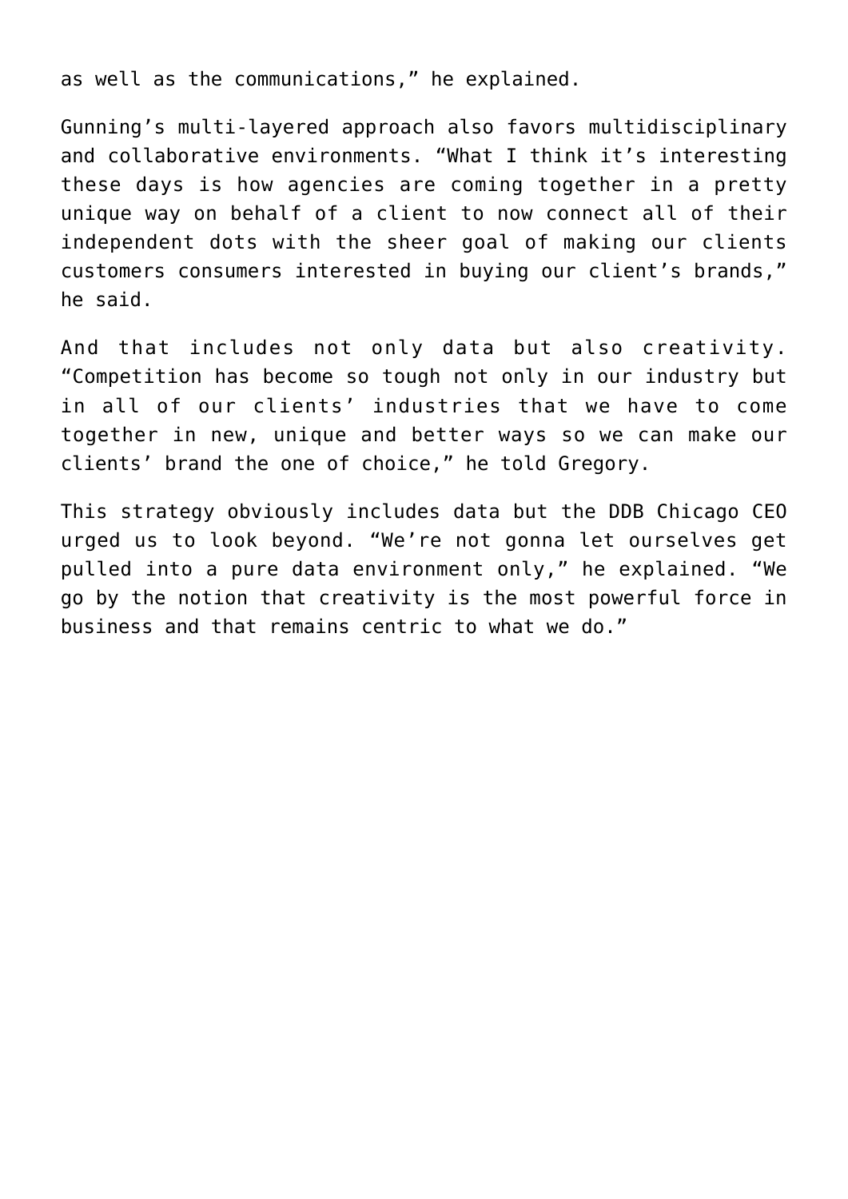as well as the communications," he explained.

Gunning's multi-layered approach also favors multidisciplinary and collaborative environments. "What I think it's interesting these days is how agencies are coming together in a pretty unique way on behalf of a client to now connect all of their independent dots with the sheer goal of making our clients customers consumers interested in buying our client's brands," he said.

And that includes not only data but also creativity. "Competition has become so tough not only in our industry but in all of our clients' industries that we have to come together in new, unique and better ways so we can make our clients' brand the one of choice," he told Gregory.

This strategy obviously includes data but the DDB Chicago CEO urged us to look beyond. "We're not gonna let ourselves get pulled into a pure data environment only," he explained. "We go by the notion that creativity is the most powerful force in business and that remains centric to what we do."